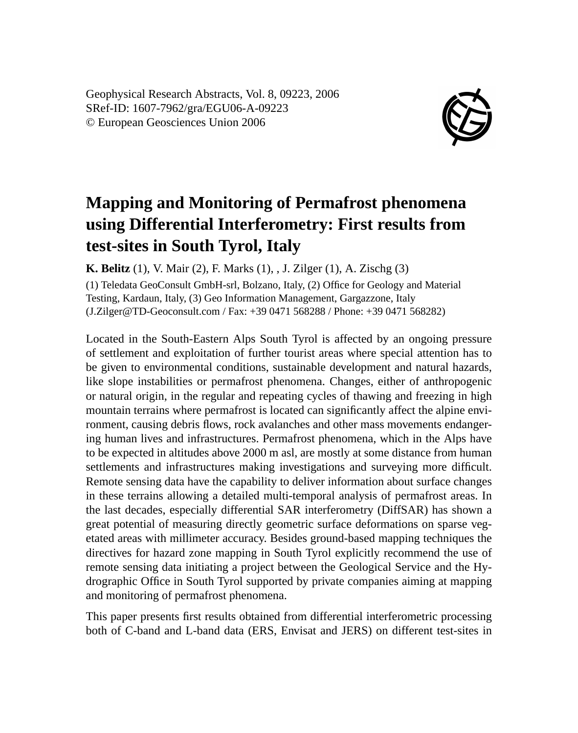Geophysical Research Abstracts, Vol. 8, 09223, 2006
SRef-ID: 1607-7962/gra/EGU06-A-09223
© European Geosciences Union 2006

# Mapping and Monitoring of Permafrost phenomena using Differential Interferometry: First results from test-sites in South Tyrol, Italy

**K. Belitz** (1), V. Mair (2), F. Marks (1), , J. Zilger (1), A. Zischg (3)

(1) Teledata GeoConsult GmbH-srl, Bolzano, Italy, (2) Office for Geology and Material Testing, Kardaun, Italy, (3) Geo Information Management, Gargazzone, Italy (J.Zilger@TD-Geoconsult.com / Fax: +39 0471 568288 / Phone: +39 0471 568282)

Located in the South-Eastern Alps South Tyrol is affected by an ongoing pressure of settlement and exploitation of further tourist areas where special attention has to be given to environmental conditions, sustainable development and natural hazards, like slope instabilities or permafrost phenomena. Changes, either of anthropogenic or natural origin, in the regular and repeating cycles of thawing and freezing in high mountain terrains where permafrost is located can significantly affect the alpine environment, causing debris flows, rock avalanches and other mass movements endangering human lives and infrastructures. Permafrost phenomena, which in the Alps have to be expected in altitudes above 2000 m asl, are mostly at some distance from human settlements and infrastructures making investigations and surveying more difficult. Remote sensing data have the capability to deliver information about surface changes in these terrains allowing a detailed multi-temporal analysis of permafrost areas. In the last decades, especially differential SAR interferometry (DiffSAR) has shown a great potential of measuring directly geometric surface deformations on sparse vegetated areas with millimeter accuracy. Besides ground-based mapping techniques the directives for hazard zone mapping in South Tyrol explicitly recommend the use of remote sensing data initiating a project between the Geological Service and the Hydrographic Office in South Tyrol supported by private companies aiming at mapping and monitoring of permafrost phenomena.

This paper presents first results obtained from differential interferometric processing both of C-band and L-band data (ERS, Envisat and JERS) on different test-sites in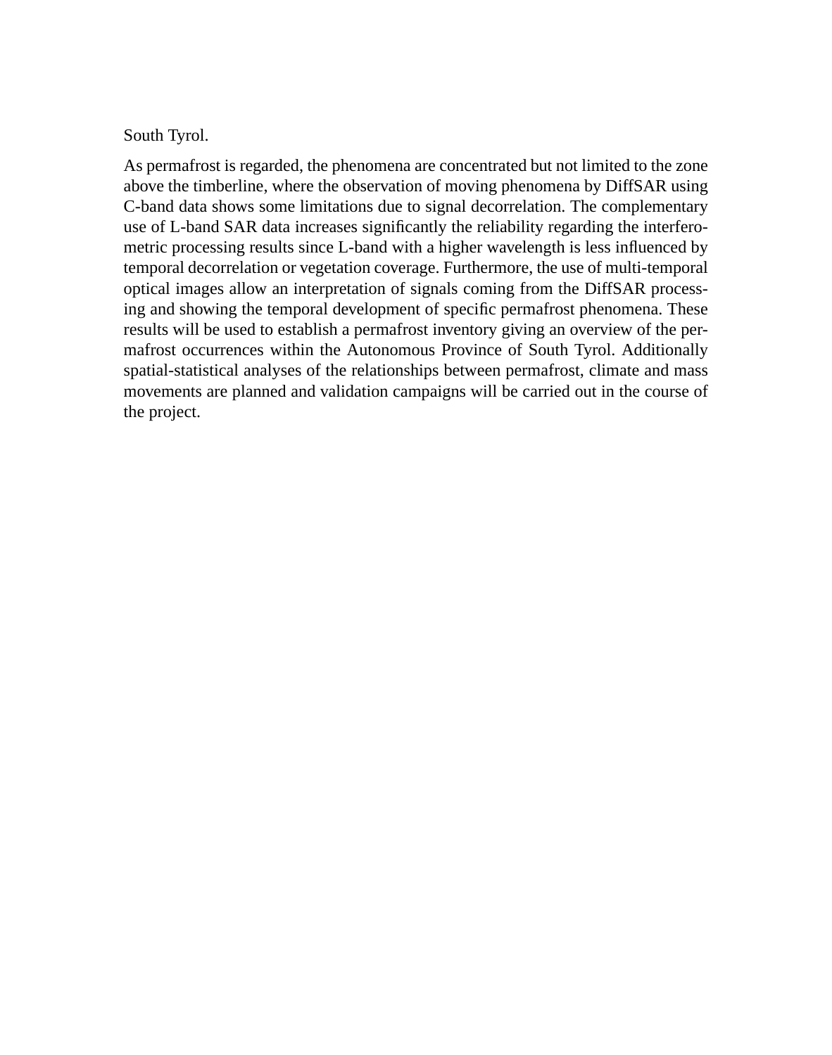South Tyrol.

As permafrost is regarded, the phenomena are concentrated but not limited to the zone above the timberline, where the observation of moving phenomena by DiffSAR using C-band data shows some limitations due to signal decorrelation. The complementary use of L-band SAR data increases significantly the reliability regarding the interferometric processing results since L-band with a higher wavelength is less influenced by temporal decorrelation or vegetation coverage. Furthermore, the use of multi-temporal optical images allow an interpretation of signals coming from the DiffSAR processing and showing the temporal development of specific permafrost phenomena. These results will be used to establish a permafrost inventory giving an overview of the permafrost occurrences within the Autonomous Province of South Tyrol. Additionally spatial-statistical analyses of the relationships between permafrost, climate and mass movements are planned and validation campaigns will be carried out in the course of the project.